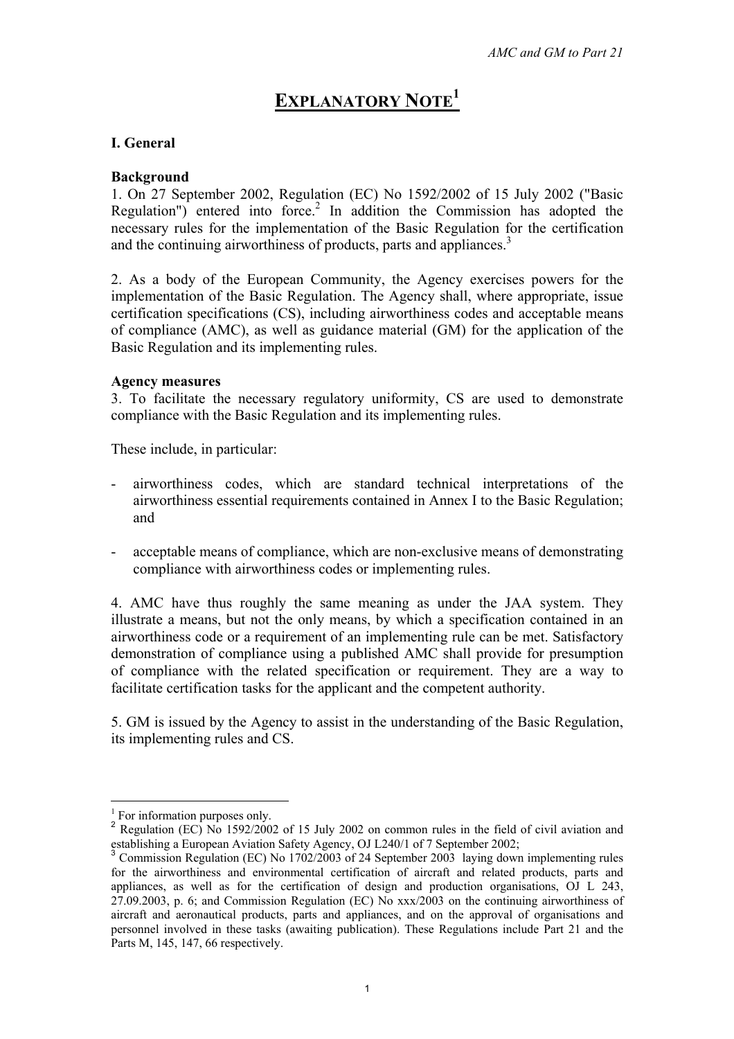# EXPLANATORY NOTE[1]

## I. General

### Background

1. On 27 September 2002, Regulation (EC) No 1592/2002 of 15 July 2002 ("Basic Regulation") entered into force.[2] In addition the Commission has adopted the necessary rules for the implementation of the Basic Regulation for the certification and the continuing airworthiness of products, parts and appliances.[3]

2. As a body of the European Community, the Agency exercises powers for the implementation of the Basic Regulation. The Agency shall, where appropriate, issue certification specifications (CS), including airworthiness codes and acceptable means of compliance (AMC), as well as guidance material (GM) for the application of the Basic Regulation and its implementing rules.

### Agency measures

3. To facilitate the necessary regulatory uniformity, CS are used to demonstrate compliance with the Basic Regulation and its implementing rules.

These include, in particular:

- airworthiness codes, which are standard technical interpretations of the airworthiness essential requirements contained in Annex I to the Basic Regulation; and

- acceptable means of compliance, which are non-exclusive means of demonstrating compliance with airworthiness codes or implementing rules.

4. AMC have thus roughly the same meaning as under the JAA system. They illustrate a means, but not the only means, by which a specification contained in an airworthiness code or a requirement of an implementing rule can be met. Satisfactory demonstration of compliance using a published AMC shall provide for presumption of compliance with the related specification or requirement. They are a way to facilitate certification tasks for the applicant and the competent authority.

5. GM is issued by the Agency to assist in the understanding of the Basic Regulation, its implementing rules and CS.

---

[1] For information purposes only.

[2] Regulation (EC) No 1592/2002 of 15 July 2002 on common rules in the field of civil aviation and establishing a European Aviation Safety Agency, OJ L240/1 of 7 September 2002;

[3] Commission Regulation (EC) No 1702/2003 of 24 September 2003 laying down implementing rules for the airworthiness and environmental certification of aircraft and related products, parts and appliances, as well as for the certification of design and production organisations, OJ L 243, 27.09.2003, p. 6; and Commission Regulation (EC) No xxx/2003 on the continuing airworthiness of aircraft and aeronautical products, parts and appliances, and on the approval of organisations and personnel involved in these tasks (awaiting publication). These Regulations include Part 21 and the Parts M, 145, 147, 66 respectively.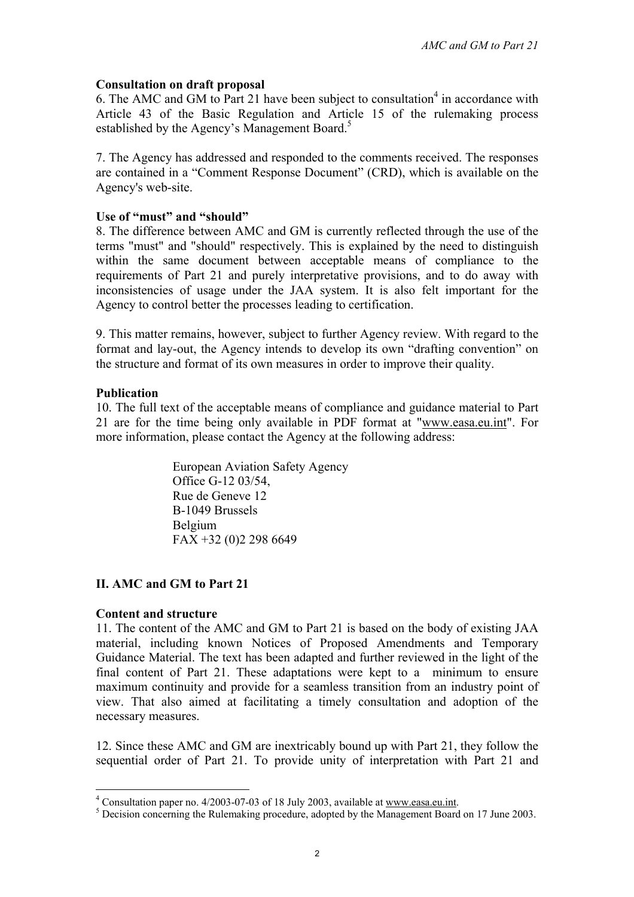**Consultation on draft proposal**

6. The AMC and GM to Part 21 have been subject to consultation[4] in accordance with Article 43 of the Basic Regulation and Article 15 of the rulemaking process established by the Agency's Management Board.[5]

7. The Agency has addressed and responded to the comments received. The responses are contained in a "Comment Response Document" (CRD), which is available on the Agency's web-site.

**Use of "must" and "should"**

8. The difference between AMC and GM is currently reflected through the use of the terms "must" and "should" respectively. This is explained by the need to distinguish within the same document between acceptable means of compliance to the requirements of Part 21 and purely interpretative provisions, and to do away with inconsistencies of usage under the JAA system. It is also felt important for the Agency to control better the processes leading to certification.

9. This matter remains, however, subject to further Agency review. With regard to the format and lay-out, the Agency intends to develop its own "drafting convention" on the structure and format of its own measures in order to improve their quality.

**Publication**

10. The full text of the acceptable means of compliance and guidance material to Part 21 are for the time being only available in PDF format at "www.easa.eu.int". For more information, please contact the Agency at the following address:

European Aviation Safety Agency
Office G-12 03/54,
Rue de Geneve 12
B-1049 Brussels
Belgium
FAX +32 (0)2 298 6649

## II. AMC and GM to Part 21

**Content and structure**

11. The content of the AMC and GM to Part 21 is based on the body of existing JAA material, including known Notices of Proposed Amendments and Temporary Guidance Material. The text has been adapted and further reviewed in the light of the final content of Part 21. These adaptations were kept to a minimum to ensure maximum continuity and provide for a seamless transition from an industry point of view. That also aimed at facilitating a timely consultation and adoption of the necessary measures.

12. Since these AMC and GM are inextricably bound up with Part 21, they follow the sequential order of Part 21. To provide unity of interpretation with Part 21 and

---

[4] Consultation paper no. 4/2003-07-03 of 18 July 2003, available at www.easa.eu.int.

[5] Decision concerning the Rulemaking procedure, adopted by the Management Board on 17 June 2003.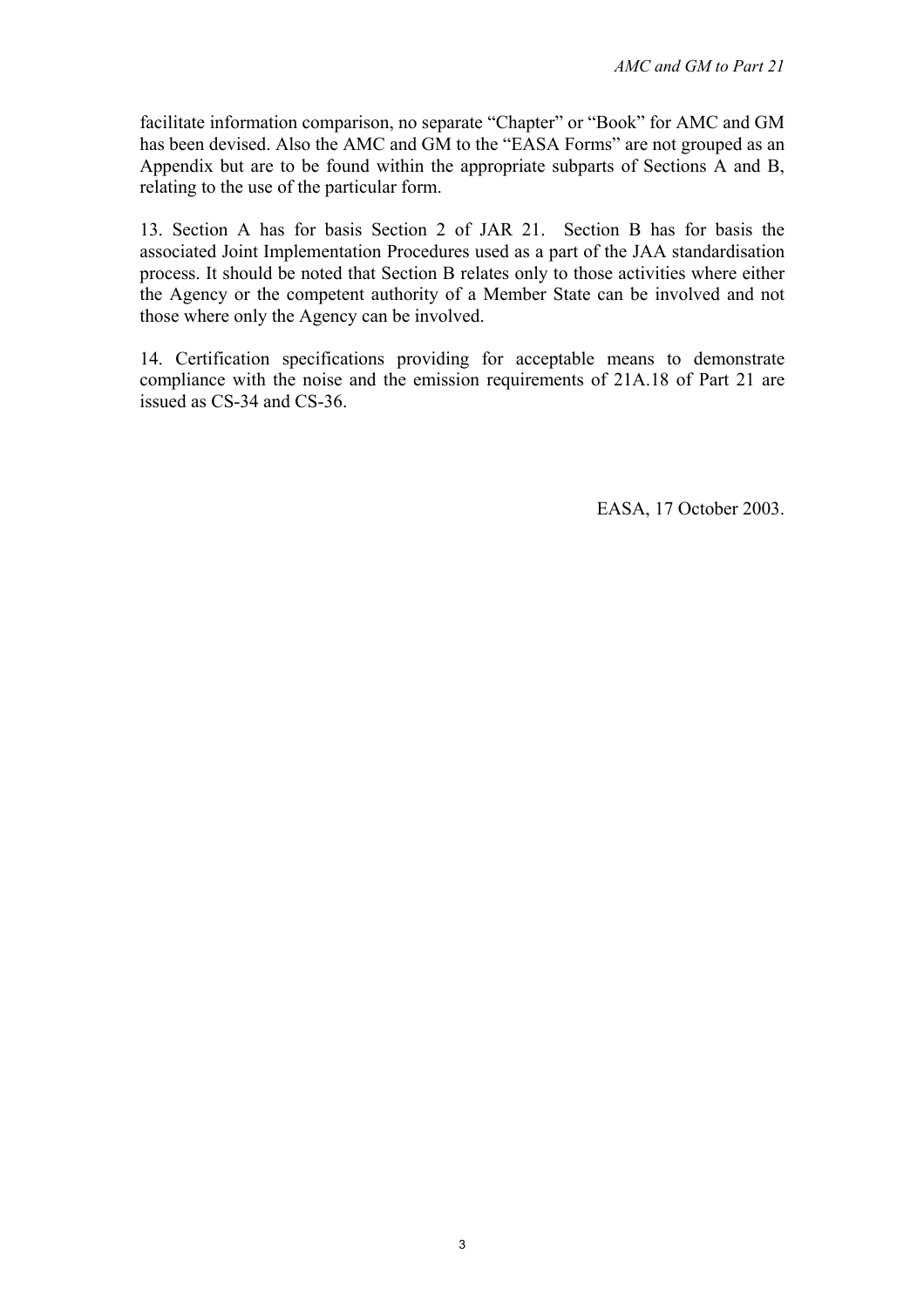facilitate information comparison, no separate "Chapter" or "Book" for AMC and GM has been devised. Also the AMC and GM to the "EASA Forms" are not grouped as an Appendix but are to be found within the appropriate subparts of Sections A and B, relating to the use of the particular form.

13. Section A has for basis Section 2 of JAR 21. Section B has for basis the associated Joint Implementation Procedures used as a part of the JAA standardisation process. It should be noted that Section B relates only to those activities where either the Agency or the competent authority of a Member State can be involved and not those where only the Agency can be involved.

14. Certification specifications providing for acceptable means to demonstrate compliance with the noise and the emission requirements of 21A.18 of Part 21 are issued as CS-34 and CS-36.

EASA, 17 October 2003.